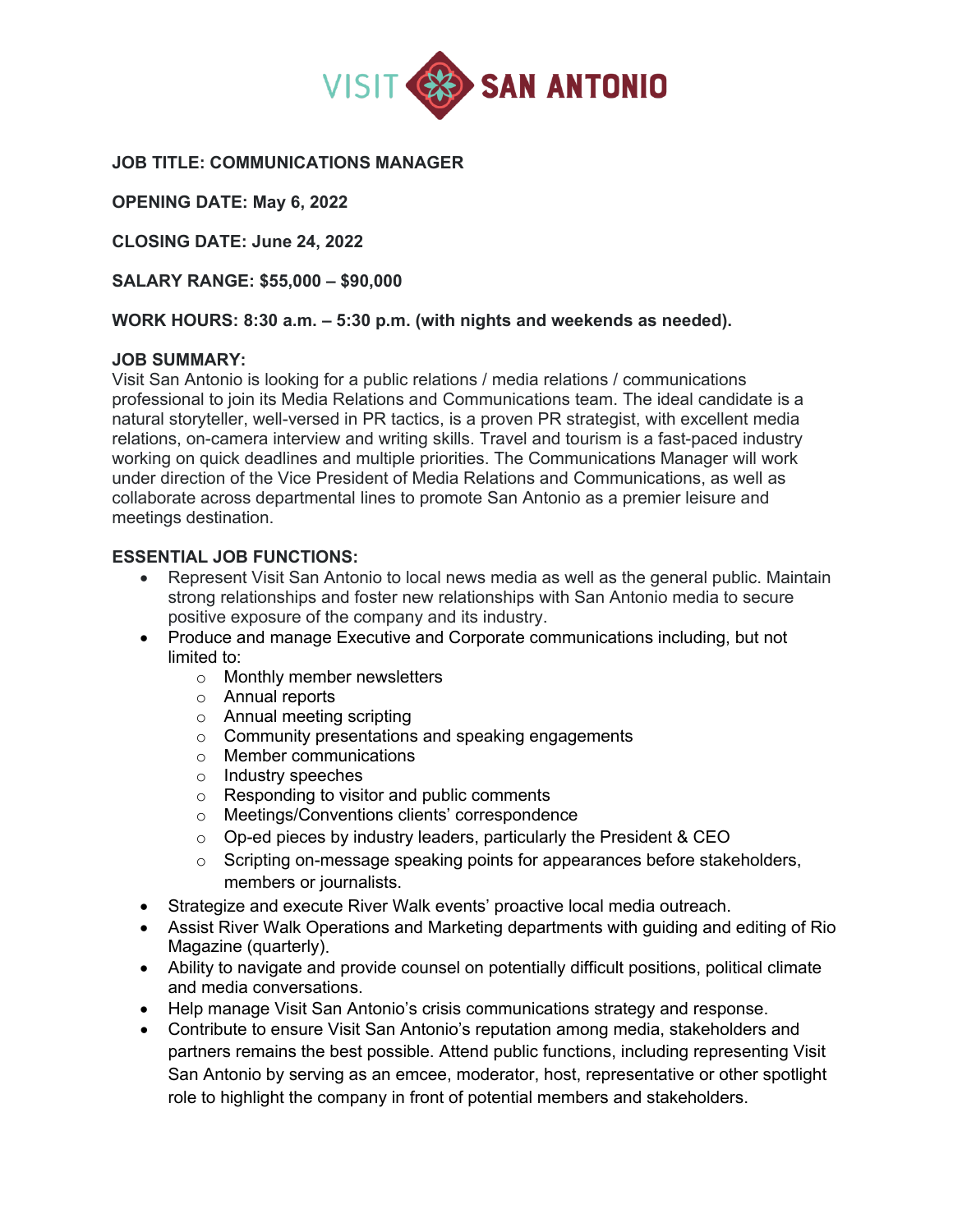VISIT SAN ANTONIO

**JOB TITLE: COMMUNICATIONS MANAGER**

**OPENING DATE: May 6, 2022**

**CLOSING DATE: June 24, 2022**

**SALARY RANGE: $55,000 – $90,000**

**WORK HOURS: 8:30 a.m. – 5:30 p.m. (with nights and weekends as needed).**

**JOB SUMMARY:**

Visit San Antonio is looking for a public relations / media relations / communications professional to join its Media Relations and Communications team. The ideal candidate is a natural storyteller, well-versed in PR tactics, is a proven PR strategist, with excellent media relations, on-camera interview and writing skills. Travel and tourism is a fast-paced industry working on quick deadlines and multiple priorities. The Communications Manager will work under direction of the Vice President of Media Relations and Communications, as well as collaborate across departmental lines to promote San Antonio as a premier leisure and meetings destination.

**ESSENTIAL JOB FUNCTIONS:**

- Represent Visit San Antonio to local news media as well as the general public. Maintain strong relationships and foster new relationships with San Antonio media to secure positive exposure of the company and its industry.
- Produce and manage Executive and Corporate communications including, but not limited to:
  - Monthly member newsletters
  - Annual reports
  - Annual meeting scripting
  - Community presentations and speaking engagements
  - Member communications
  - Industry speeches
  - Responding to visitor and public comments
  - Meetings/Conventions clients' correspondence
  - Op-ed pieces by industry leaders, particularly the President & CEO
  - Scripting on-message speaking points for appearances before stakeholders, members or journalists.
- Strategize and execute River Walk events' proactive local media outreach.
- Assist River Walk Operations and Marketing departments with guiding and editing of Rio Magazine (quarterly).
- Ability to navigate and provide counsel on potentially difficult positions, political climate and media conversations.
- Help manage Visit San Antonio's crisis communications strategy and response.
- Contribute to ensure Visit San Antonio's reputation among media, stakeholders and partners remains the best possible. Attend public functions, including representing Visit San Antonio by serving as an emcee, moderator, host, representative or other spotlight role to highlight the company in front of potential members and stakeholders.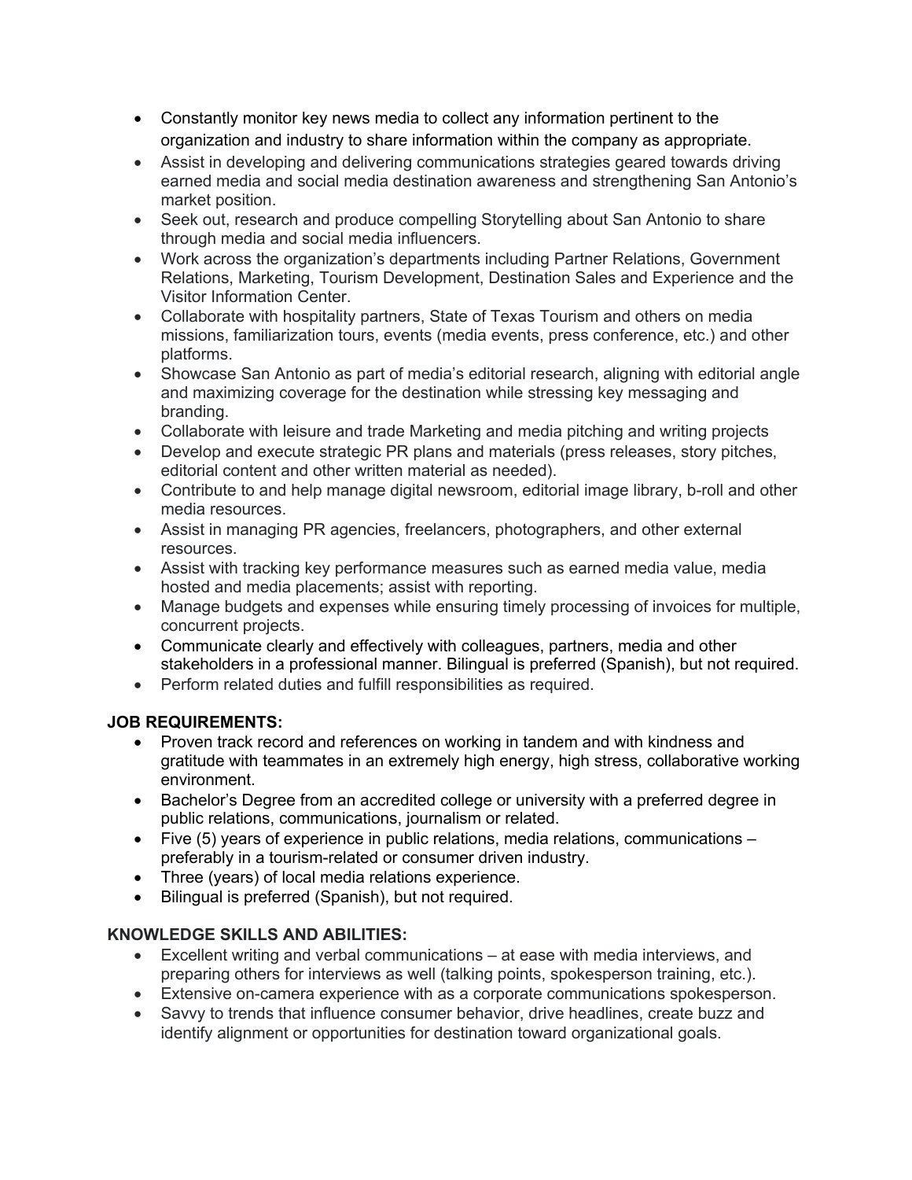- Constantly monitor key news media to collect any information pertinent to the organization and industry to share information within the company as appropriate.
- Assist in developing and delivering communications strategies geared towards driving earned media and social media destination awareness and strengthening San Antonio's market position.
- Seek out, research and produce compelling Storytelling about San Antonio to share through media and social media influencers.
- Work across the organization's departments including Partner Relations, Government Relations, Marketing, Tourism Development, Destination Sales and Experience and the Visitor Information Center.
- Collaborate with hospitality partners, State of Texas Tourism and others on media missions, familiarization tours, events (media events, press conference, etc.) and other platforms.
- Showcase San Antonio as part of media's editorial research, aligning with editorial angle and maximizing coverage for the destination while stressing key messaging and branding.
- Collaborate with leisure and trade Marketing and media pitching and writing projects
- Develop and execute strategic PR plans and materials (press releases, story pitches, editorial content and other written material as needed).
- Contribute to and help manage digital newsroom, editorial image library, b-roll and other media resources.
- Assist in managing PR agencies, freelancers, photographers, and other external resources.
- Assist with tracking key performance measures such as earned media value, media hosted and media placements; assist with reporting.
- Manage budgets and expenses while ensuring timely processing of invoices for multiple, concurrent projects.
- Communicate clearly and effectively with colleagues, partners, media and other stakeholders in a professional manner. Bilingual is preferred (Spanish), but not required.
- Perform related duties and fulfill responsibilities as required.

**JOB REQUIREMENTS:**

- Proven track record and references on working in tandem and with kindness and gratitude with teammates in an extremely high energy, high stress, collaborative working environment.
- Bachelor's Degree from an accredited college or university with a preferred degree in public relations, communications, journalism or related.
- Five (5) years of experience in public relations, media relations, communications – preferably in a tourism-related or consumer driven industry.
- Three (years) of local media relations experience.
- Bilingual is preferred (Spanish), but not required.

**KNOWLEDGE SKILLS AND ABILITIES:**

- Excellent writing and verbal communications – at ease with media interviews, and preparing others for interviews as well (talking points, spokesperson training, etc.).
- Extensive on-camera experience with as a corporate communications spokesperson.
- Savvy to trends that influence consumer behavior, drive headlines, create buzz and identify alignment or opportunities for destination toward organizational goals.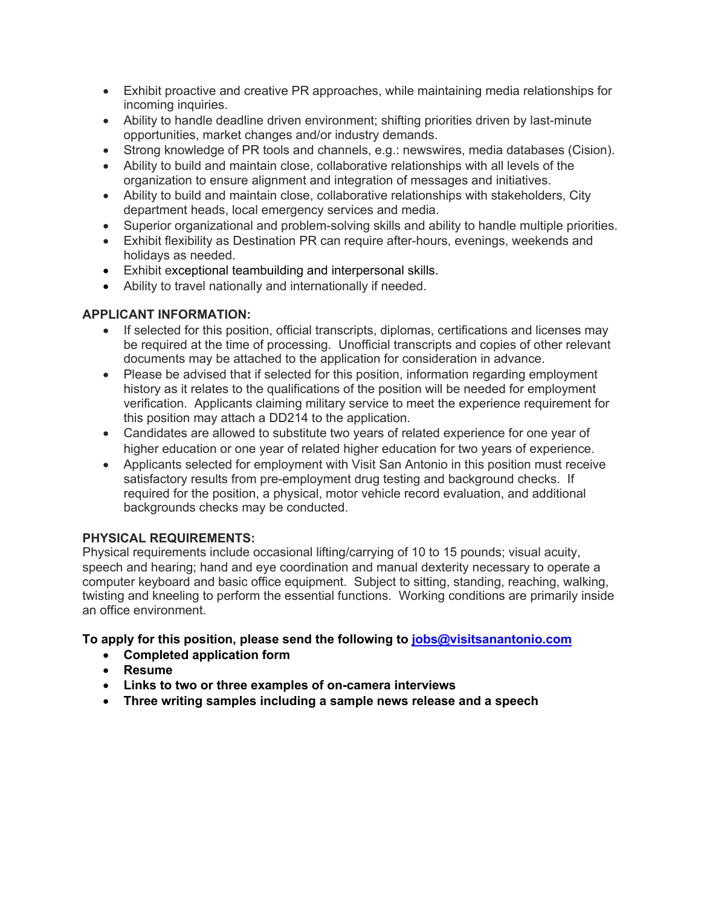- Exhibit proactive and creative PR approaches, while maintaining media relationships for incoming inquiries.
- Ability to handle deadline driven environment; shifting priorities driven by last-minute opportunities, market changes and/or industry demands.
- Strong knowledge of PR tools and channels, e.g.: newswires, media databases (Cision).
- Ability to build and maintain close, collaborative relationships with all levels of the organization to ensure alignment and integration of messages and initiatives.
- Ability to build and maintain close, collaborative relationships with stakeholders, City department heads, local emergency services and media.
- Superior organizational and problem-solving skills and ability to handle multiple priorities.
- Exhibit flexibility as Destination PR can require after-hours, evenings, weekends and holidays as needed.
- Exhibit exceptional teambuilding and interpersonal skills.
- Ability to travel nationally and internationally if needed.

**APPLICANT INFORMATION:**

- If selected for this position, official transcripts, diplomas, certifications and licenses may be required at the time of processing. Unofficial transcripts and copies of other relevant documents may be attached to the application for consideration in advance.
- Please be advised that if selected for this position, information regarding employment history as it relates to the qualifications of the position will be needed for employment verification. Applicants claiming military service to meet the experience requirement for this position may attach a DD214 to the application.
- Candidates are allowed to substitute two years of related experience for one year of higher education or one year of related higher education for two years of experience.
- Applicants selected for employment with Visit San Antonio in this position must receive satisfactory results from pre-employment drug testing and background checks. If required for the position, a physical, motor vehicle record evaluation, and additional backgrounds checks may be conducted.

**PHYSICAL REQUIREMENTS:**

Physical requirements include occasional lifting/carrying of 10 to 15 pounds; visual acuity, speech and hearing; hand and eye coordination and manual dexterity necessary to operate a computer keyboard and basic office equipment. Subject to sitting, standing, reaching, walking, twisting and kneeling to perform the essential functions. Working conditions are primarily inside an office environment.

**To apply for this position, please send the following to [jobs@visitsanantonio.com](mailto:jobs@visitsanantonio.com)**

- **Completed application form**
- **Resume**
- **Links to two or three examples of on-camera interviews**
- **Three writing samples including a sample news release and a speech**